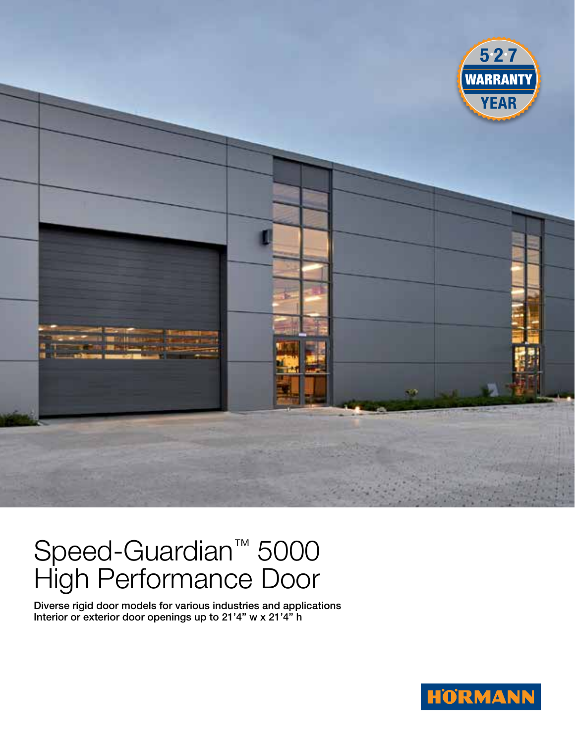5·2·7 WARRANTY YEAR

# Speed-Guardian™ 5000 High Performance Door

**Diverse rigid door models for various industries and applications**
**Interior or exterior door openings up to 21’4” w x 21’4” h**

HÖRMANN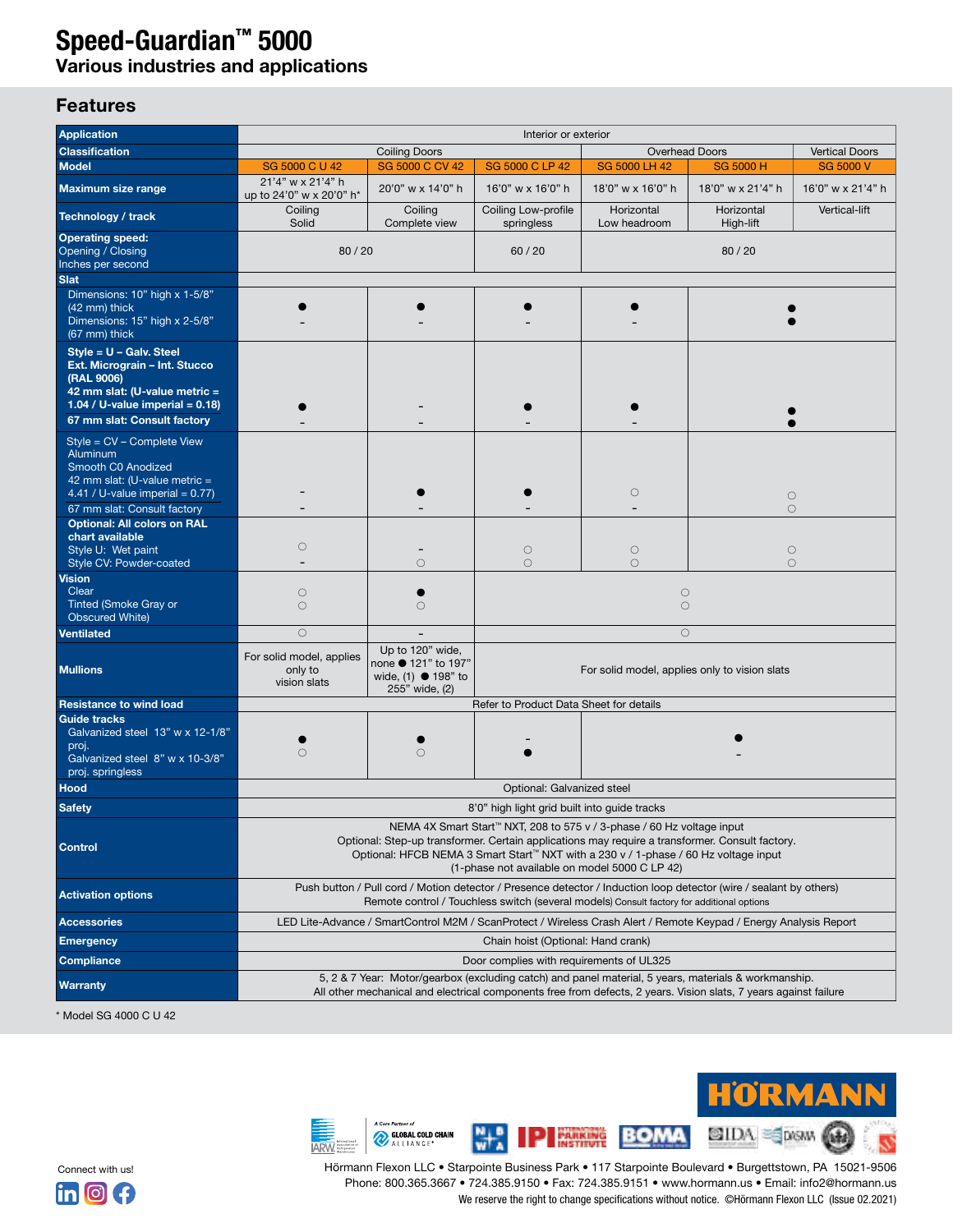# Speed-Guardian™ 5000

## Various industries and applications

## Features

| Application | Interior or exterior | | | | | |
|---|---|---|---|---|---|---|
| **Classification** | Coiling Doors | | | Overhead Doors | | Vertical Doors |
| **Model** | SG 5000 C U 42 | SG 5000 C CV 42 | SG 5000 C LP 42 | SG 5000 LH 42 | SG 5000 H | SG 5000 V |
| **Maximum size range** | 21'4" w x 21'4" h up to 24'0" w x 20'0" h* | 20'0" w x 14'0" h | 16'0" w x 16'0" h | 18'0" w x 16'0" h | 18'0" w x 21'4" h | 16'0" w x 21'4" h |
| **Technology / track** | Coiling Solid | Coiling Complete view | Coiling Low-profile springless | Horizontal Low headroom | Horizontal High-lift | Vertical-lift |
| **Operating speed:** Opening / Closing Inches per second | 80 / 20 | | 60 / 20 | 80 / 20 | | |
| **Slat** | | | | | | |
| Dimensions: 10" high x 1-5/8" (42 mm) thick / Dimensions: 15" high x 2-5/8" (67 mm) thick | ● / - | ● / - | ● / - | ● / - | ● / ● | |
| **Style = U – Galv. Steel Ext. Micrograin – Int. Stucco (RAL 9006) 42 mm slat: (U-value metric = 1.04 / U-value imperial = 0.18) / 67 mm slat: Consult factory** | ● / - | - / - | ● / - | ● / - | ● / ● | |
| Style = CV – Complete View Aluminum Smooth C0 Anodized 42 mm slat: (U-value metric = 4.41 / U-value imperial = 0.77) / 67 mm slat: Consult factory | - / - | ● / - | ● / - | ○ / - | ○ / ○ | |
| **Optional: All colors on RAL chart available** Style U: Wet paint / Style CV: Powder-coated | ○ / - | - / ○ | ○ / ○ | ○ / ○ | ○ / ○ | |
| **Vision** Clear / Tinted (Smoke Gray or Obscured White) | ○ / ○ | ● / ○ | ○ / ○ | | | |
| **Ventilated** | ○ | - | ○ | | | |
| **Mullions** | For solid model, applies only to vision slats | Up to 120" wide, none ● 121" to 197" wide, (1) ● 198" to 255" wide, (2) | For solid model, applies only to vision slats | | | |
| **Resistance to wind load** | Refer to Product Data Sheet for details | | | | | |
| **Guide tracks** Galvanized steel 13" w x 12-1/8" proj. / Galvanized steel 8" w x 10-3/8" proj. springless | ● / ○ | ● / ○ | - / ● | ● / - | | |
| **Hood** | Optional: Galvanized steel | | | | | |
| **Safety** | 8'0" high light grid built into guide tracks | | | | | |
| **Control** | NEMA 4X Smart Start™ NXT, 208 to 575 v / 3-phase / 60 Hz voltage input<br>Optional: Step-up transformer. Certain applications may require a transformer. Consult factory.<br>Optional: HFCB NEMA 3 Smart Start™ NXT with a 230 v / 1-phase / 60 Hz voltage input<br>(1-phase not available on model 5000 C LP 42) | | | | | |
| **Activation options** | Push button / Pull cord / Motion detector / Presence detector / Induction loop detector (wire / sealant by others)<br>Remote control / Touchless switch (several models) Consult factory for additional options | | | | | |
| **Accessories** | LED Lite-Advance / SmartControl M2M / ScanProtect / Wireless Crash Alert / Remote Keypad / Energy Analysis Report | | | | | |
| **Emergency** | Chain hoist (Optional: Hand crank) | | | | | |
| **Compliance** | Door complies with requirements of UL325 | | | | | |
| **Warranty** | 5, 2 & 7 Year: Motor/gearbox (excluding catch) and panel material, 5 years, materials & workmanship.<br>All other mechanical and electrical components free from defects, 2 years. Vision slats, 7 years against failure | | | | | |

\* Model SG 4000 C U 42

Connect with us!

Hörmann Flexon LLC • Starpointe Business Park • 117 Starpointe Boulevard • Burgettstown, PA 15021-9506
Phone: 800.365.3667 • 724.385.9150 • Fax: 724.385.9151 • www.hormann.us • Email: info2@hormann.us
We reserve the right to change specifications without notice. ©Hörmann Flexon LLC (Issue 02.2021)